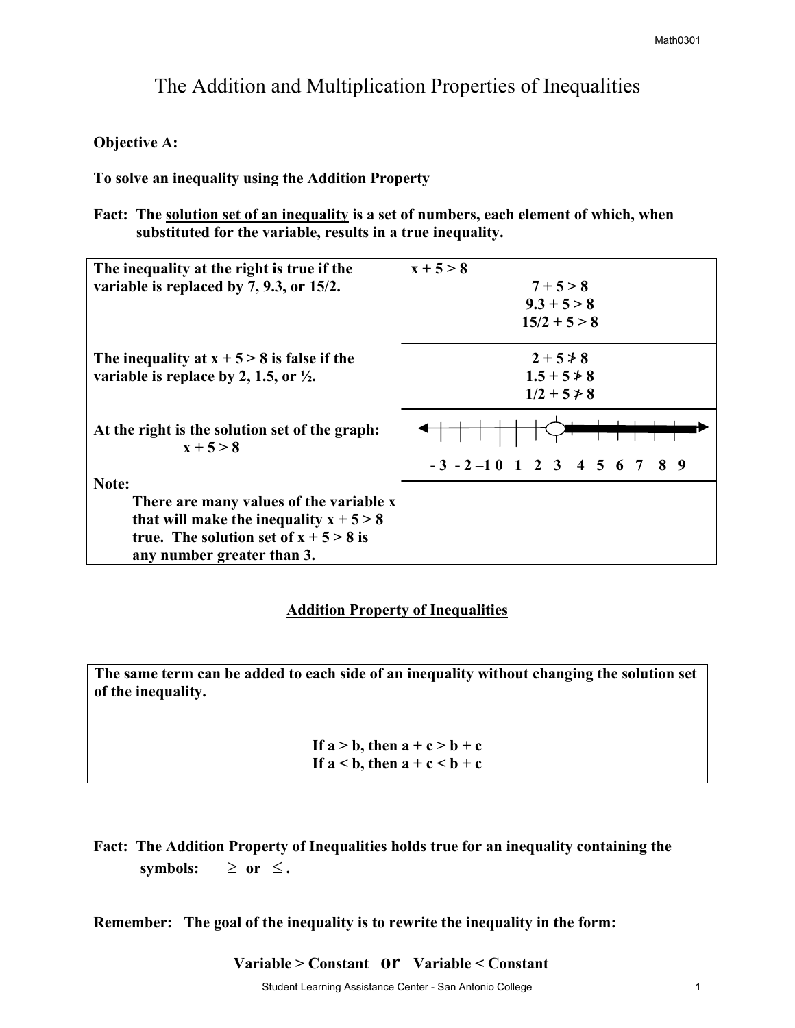# The Addition and Multiplication Properties of Inequalities

**Objective A:**

**To solve an inequality using the Addition Property**

**Fact: The <u>solution set of an inequality</u> is a set of numbers, each element of which, when substituted for the variable, results in a true inequality.**

| | |
|---|---|
| **The inequality at the right is true if the variable is replaced by 7, 9.3, or 15/2.** | $x + 5 > 8$<br>$7 + 5 > 8$<br>$9.3 + 5 > 8$<br>$15/2 + 5 > 8$ |
| **The inequality at $x + 5 > 8$ is false if the variable is replace by 2, 1.5, or ½.** | $2 + 5 \not> 8$<br>$1.5 + 5 \not> 8$<br>$1/2 + 5 \not> 8$ |
| **At the right is the solution set of the graph:** $x + 5 > 8$ | - 3 - 2 –1 0 1 2 3 4 5 6 7 8 9 |
| **Note:** **There are many values of the variable x that will make the inequality $x + 5 > 8$ true. The solution set of $x + 5 > 8$ is any number greater than 3.** | |

## Addition Property of Inequalities

**The same term can be added to each side of an inequality without changing the solution set of the inequality.**

$$\text{If } a > b, \text{ then } a + c > b + c$$
$$\text{If } a < b, \text{ then } a + c < b + c$$

**Fact: The Addition Property of Inequalities holds true for an inequality containing the symbols: $\geq$ or $\leq$.**

**Remember: The goal of the inequality is to rewrite the inequality in the form:**

**Variable > Constant or Variable < Constant**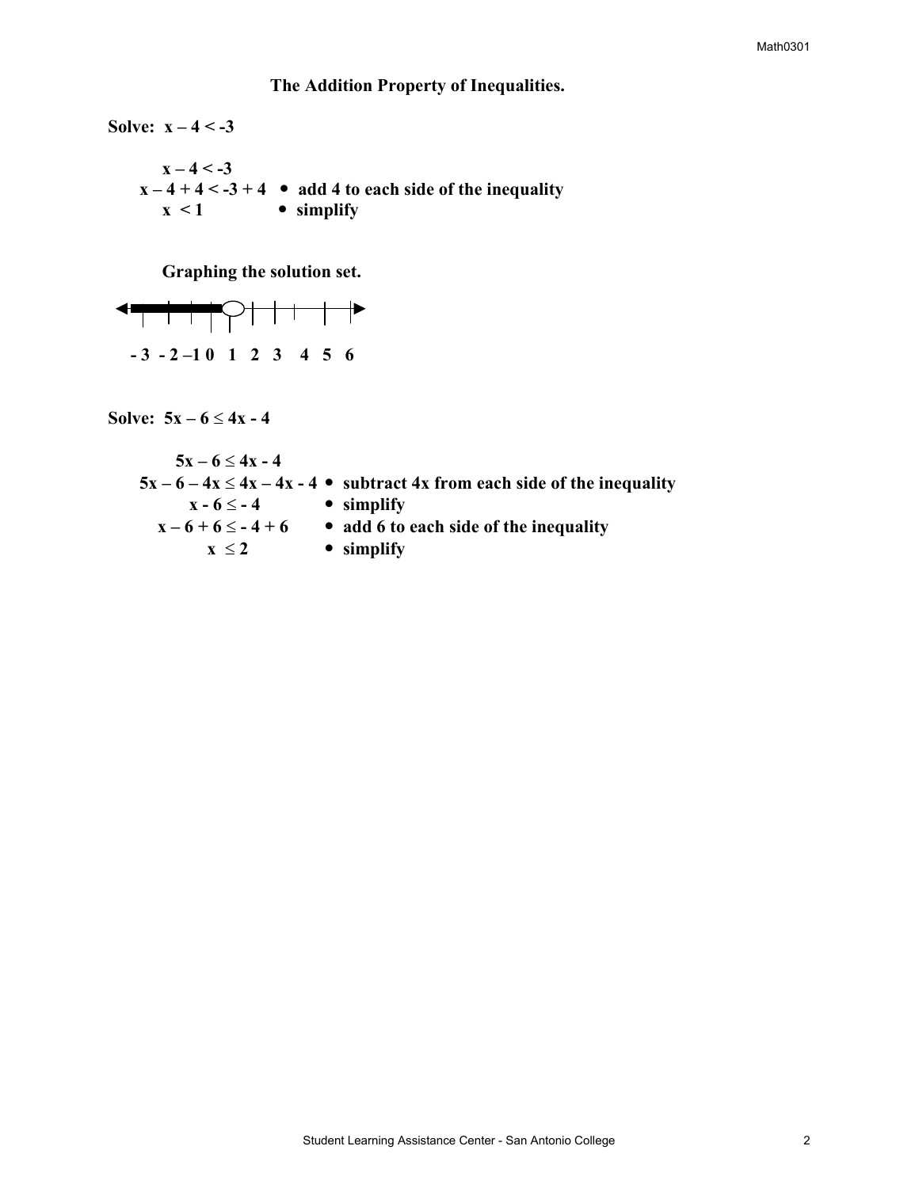## The Addition Property of Inequalities.

**Solve:** $x - 4 < -3$

$x - 4 < -3$

$x - 4 + 4 < -3 + 4$ • add 4 to each side of the inequality

$x < 1$ • simplify

**Graphing the solution set.**

- 3 - 2 –1 0 1 2 3 4 5 6

**Solve:** $5x - 6 \leq 4x - 4$

$5x - 6 \leq 4x - 4$

$5x - 6 - 4x \leq 4x - 4x - 4$ • subtract 4x from each side of the inequality

$x - 6 \leq -4$ • simplify

$x - 6 + 6 \leq -4 + 6$ • add 6 to each side of the inequality

$x \leq 2$ • simplify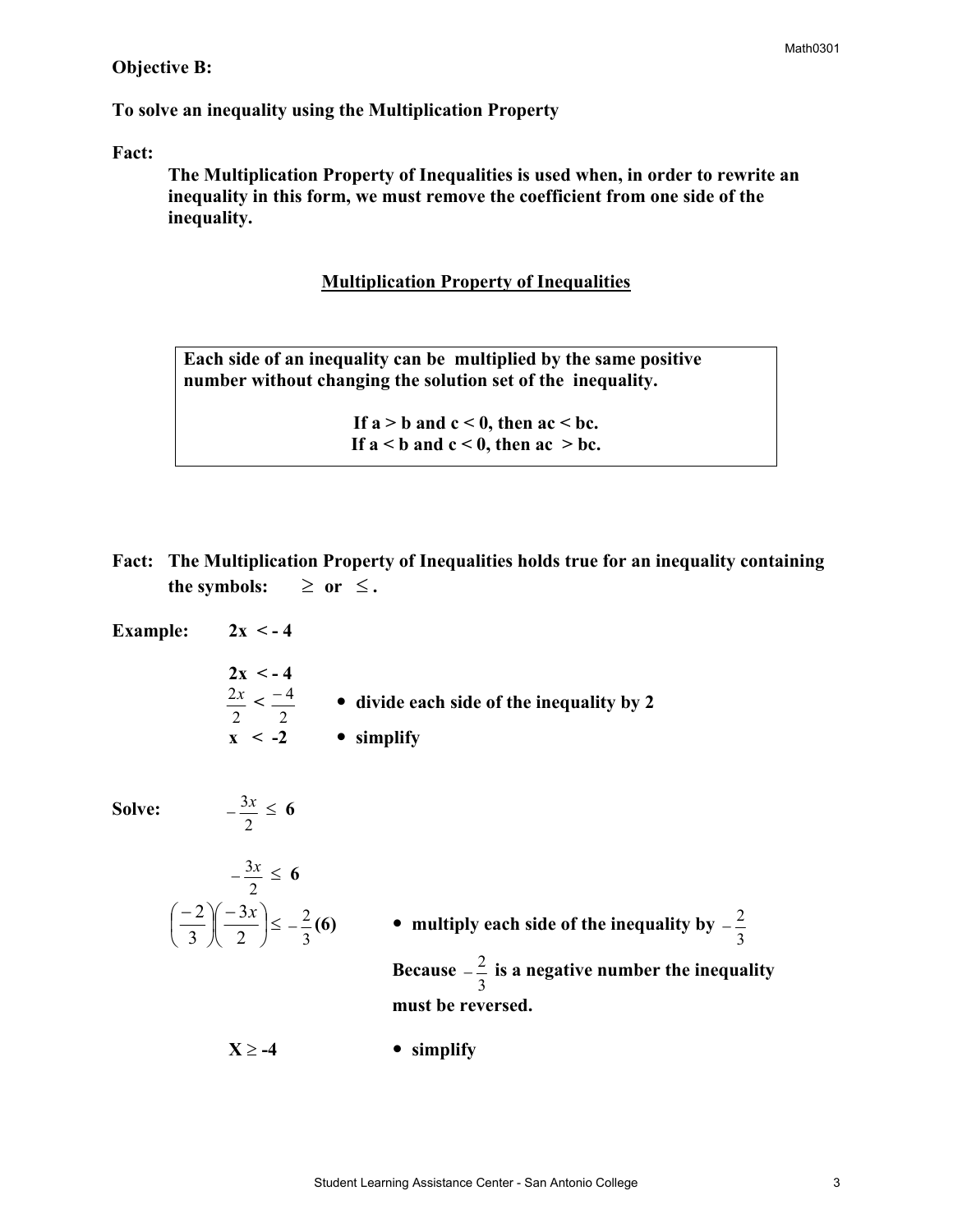**Objective B:**

**To solve an inequality using the Multiplication Property**

**Fact:**

**The Multiplication Property of Inequalities is used when, in order to rewrite an inequality in this form, we must remove the coefficient from one side of the inequality.**

**Multiplication Property of Inequalities**

> **Each side of an inequality can be multiplied by the same positive number without changing the solution set of the inequality.**
>
> **If a > b and c < 0, then ac < bc.**
> **If a < b and c < 0, then ac > bc.**

**Fact: The Multiplication Property of Inequalities holds true for an inequality containing the symbols: $\geq$ or $\leq$.**

**Example:** $2x < -4$

$2x < -4$

$\frac{2x}{2} < \frac{-4}{2}$ • **divide each side of the inequality by 2**

$x < -2$ • **simplify**

**Solve:** $-\frac{3x}{2} \leq 6$

$-\frac{3x}{2} \leq 6$

$\left(\frac{-2}{3}\right)\left(\frac{-3x}{2}\right) \leq -\frac{2}{3}(6)$ • **multiply each side of the inequality by $-\frac{2}{3}$**

**Because $-\frac{2}{3}$ is a negative number the inequality must be reversed.**

$X \geq -4$ • **simplify**